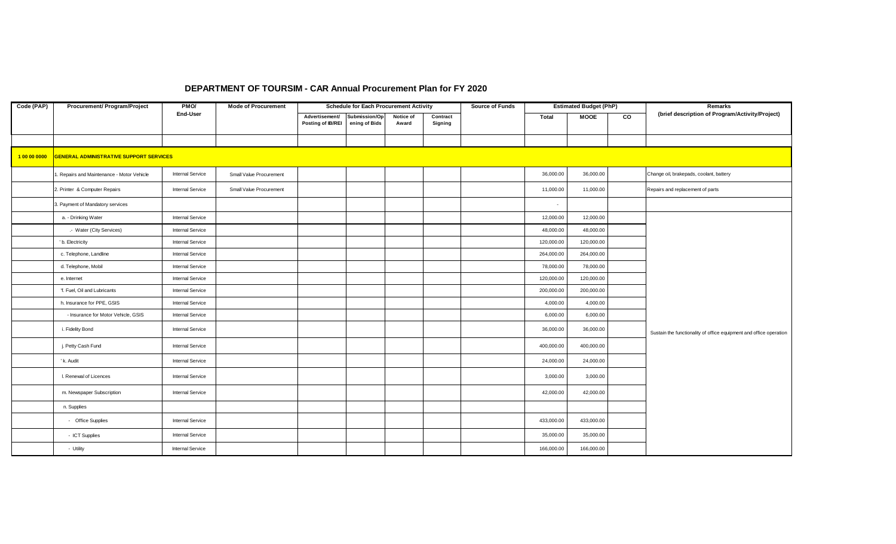## DEPARTMENT OF TOURSIM - CAR Annual Procurement Plan for FY 2020

| Code (PAP) | Procurement/ Program/Project | PMO/ End-User | Mode of Procurement | Schedule for Each Procurement Activity | | | | Source of Funds | Estimated Budget (PhP) | | | Remarks (brief description of Program/Activity/Project) |
|---|---|---|---|---|---|---|---|---|---|---|---|---|
| | | | | Advertisement/ Posting of IB/REI | Submission/Opening of Bids | Notice of Award | Contract Signing | | Total | MOOE | CO | |
| | | | | | | | | | | | | |
| 1 00 00 0000 | GENERAL ADMINISTRATIVE SUPPORT SERVICES | | | | | | | | | | | |
| | 1. Repairs and Maintenance - Motor Vehicle | Internal Service | Small Value Procurement | | | | | | 36,000.00 | 36,000.00 | | Change oil, brakepads, coolant, battery |
| | 2. Printer & Computer Repairs | Internal Service | Small Value Procurement | | | | | | 11,000.00 | 11,000.00 | | Repairs and replacement of parts |
| | 3. Payment of Mandatory services | | | | | | | | - | | | |
| | a. - Drinking Water | Internal Service | | | | | | | 12,000.00 | 12,000.00 | | Sustain the functionality of office equipment and office operation |
| | .- Water (City Services) | Internal Service | | | | | | | 48,000.00 | 48,000.00 | | |
| | 'b. Electricity | Internal Service | | | | | | | 120,000.00 | 120,000.00 | | |
| | c. Telephone, Landline | Internal Service | | | | | | | 264,000.00 | 264,000.00 | | |
| | d. Telephone, Mobil | Internal Service | | | | | | | 78,000.00 | 78,000.00 | | |
| | e. Internet | Internal Service | | | | | | | 120,000.00 | 120,000.00 | | |
| | 'f. Fuel, Oil and Lubricants | Internal Service | | | | | | | 200,000.00 | 200,000.00 | | |
| | h. Insurance for PPE, GSIS | Internal Service | | | | | | | 4,000.00 | 4,000.00 | | |
| | - Insurance for Motor Vehicle, GSIS | Internal Service | | | | | | | 6,000.00 | 6,000.00 | | |
| | i. Fidelity Bond | Internal Service | | | | | | | 36,000.00 | 36,000.00 | | |
| | j. Petty Cash Fund | Internal Service | | | | | | | 400,000.00 | 400,000.00 | | |
| | ' k. Audit | Internal Service | | | | | | | 24,000.00 | 24,000.00 | | |
| | l. Renewal of Licences | Internal Service | | | | | | | 3,000.00 | 3,000.00 | | |
| | m. Newspaper Subscription | Internal Service | | | | | | | 42,000.00 | 42,000.00 | | |
| | n. Supplies | | | | | | | | | | | |
| | - Office Supplies | Internal Service | | | | | | | 433,000.00 | 433,000.00 | | |
| | - ICT Supplies | Internal Service | | | | | | | 35,000.00 | 35,000.00 | | |
| | - Utility | Internal Service | | | | | | | 166,000.00 | 166,000.00 | | |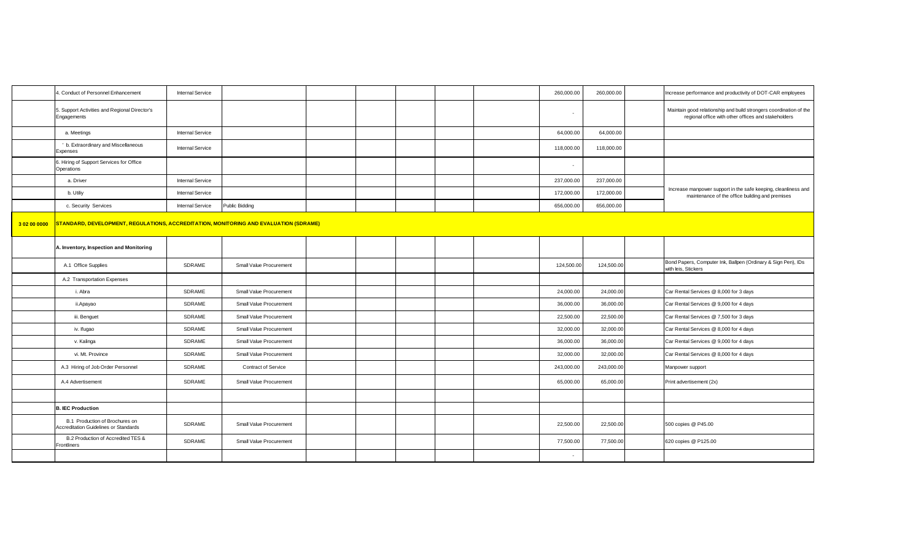| | | | | | | | | | | | | |
|---|---|---|---|---|---|---|---|---|---|---|---|---|
| | 4. Conduct of Personnel Enhancement | Internal Service | | | | | | | 260,000.00 | 260,000.00 | | Increase performance and productivity of DOT-CAR employees |
| | 5. Support Activities and Regional Director's Engagements | | | | | | | | - | | | Maintain good relationship and build strongers coordination of the regional office with other offices and stakeholders |
| | a. Meetings | Internal Service | | | | | | | 64,000.00 | 64,000.00 | | |
| | ' b. Extraordinary and Miscellaneous Expenses | Internal Service | | | | | | | 118,000.00 | 118,000.00 | | |
| | 6. Hiring of Support Services for Office Operations | | | | | | | | - | | | |
| | a. Driver | Internal Service | | | | | | | 237,000.00 | 237,000.00 | | Increase manpower support in the safe keeping, cleanliness and maintenance of the office building and premises |
| | b. Utiliy | Internal Service | | | | | | | 172,000.00 | 172,000.00 | | |
| | c. Security Services | Internal Service | Public Bidding | | | | | | 656,000.00 | 656,000.00 | | |
| **3 02 00 0000** | **STANDARD, DEVELOPMENT, REGULATIONS, ACCREDITATION, MONITORING AND EVALUATION (SDRAME)** | | | | | | | | | | | |
| | **A. Inventory, Inspection and Monitoring** | | | | | | | | | | | |
| | A.1 Office Supplies | SDRAME | Small Value Procurement | | | | | | 124,500.00 | 124,500.00 | | Bond Papers, Computer Ink, Ballpen (Ordinary & Sign Pen), IDs with leis, Stickers |
| | A.2 Transportation Expenses | | | | | | | | | | | |
| | i. Abra | SDRAME | Small Value Procurement | | | | | | 24,000.00 | 24,000.00 | | Car Rental Services @ 8,000 for 3 days |
| | ii.Apayao | SDRAME | Small Value Procurement | | | | | | 36,000.00 | 36,000.00 | | Car Rental Services @ 9,000 for 4 days |
| | iii. Benguet | SDRAME | Small Value Procurement | | | | | | 22,500.00 | 22,500.00 | | Car Rental Services @ 7,500 for 3 days |
| | iv. Ifugao | SDRAME | Small Value Procurement | | | | | | 32,000.00 | 32,000.00 | | Car Rental Services @ 8,000 for 4 days |
| | v. Kalinga | SDRAME | Small Value Procurement | | | | | | 36,000.00 | 36,000.00 | | Car Rental Services @ 9,000 for 4 days |
| | vi. Mt. Province | SDRAME | Small Value Procurement | | | | | | 32,000.00 | 32,000.00 | | Car Rental Services @ 8,000 for 4 days |
| | A.3 Hiring of Job Order Personnel | SDRAME | Contract of Service | | | | | | 243,000.00 | 243,000.00 | | Manpower support |
| | A.4 Advertisement | SDRAME | Small Value Procurement | | | | | | 65,000.00 | 65,000.00 | | Print advertisement (2x) |
| | | | | | | | | | | | | |
| | **B. IEC Production** | | | | | | | | | | | |
| | B.1 Production of Brochures on Accreditation Guidelines or Standards | SDRAME | Small Value Procurement | | | | | | 22,500.00 | 22,500.00 | | 500 copies @ P45.00 |
| | B.2 Production of Accredited TES & Frontliners | SDRAME | Small Value Procurement | | | | | | 77,500.00 | 77,500.00 | | 620 copies @ P125.00 |
| | | | | | | | | | - | | | |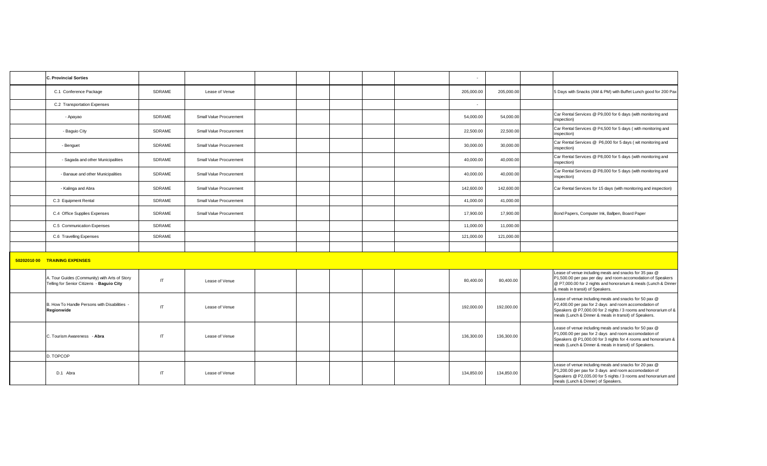| | | | | | | | | | | | |
|---|---|---|---|---|---|---|---|---|---|---|---|
| | **C. Provincial Sorties** | | | | | | | - | | | |
| | C.1 Conference Package | SDRAME | Lease of Venue | | | | | 205,000.00 | 205,000.00 | | 5 Days with Snacks (AM & PM) with Buffet Lunch good for 200 Pax |
| | C.2 Transportation Expenses | | | | | | | - | | | |
| | - Apayao | SDRAME | Small Value Procurement | | | | | 54,000.00 | 54,000.00 | | Car Rental Services @ P9,000 for 6 days (with monitoring and inspection) |
| | - Baguio City | SDRAME | Small Value Procurement | | | | | 22,500.00 | 22,500.00 | | Car Rental Services @ P4,500 for 5 days ( with monitoring and inspection) |
| | - Benguet | SDRAME | Small Value Procurement | | | | | 30,000.00 | 30,000.00 | | Car Rental Services @ P6,000 for 5 days ( wit monitoring and inspection) |
| | - Sagada and other Municipalities | SDRAME | Small Value Procurement | | | | | 40,000.00 | 40,000.00 | | Car Rental Services @ P8,000 for 5 days (with monitoring and inspection) |
| | - Banaue and other Municipalities | SDRAME | Small Value Procurement | | | | | 40,000.00 | 40,000.00 | | Car Rental Services @ P8,000 for 5 days (with monitoring and inspection) |
| | - Kalinga and Abra | SDRAME | Small Value Procurement | | | | | 142,600.00 | 142,600.00 | | Car Rental Services for 15 days (with monitoring and inspection) |
| | C.3 Equipment Rental | SDRAME | Small Value Procurement | | | | | 41,000.00 | 41,000.00 | | |
| | C.4 Office Supplies Expenses | SDRAME | Small Value Procurement | | | | | 17,900.00 | 17,900.00 | | Bond Papers, Computer Ink, Ballpen, Board Paper |
| | C.5 Communication Expenses | SDRAME | | | | | | 11,000.00 | 11,000.00 | | |
| | C.6 Travelling Expenses | SDRAME | | | | | | 121,000.00 | 121,000.00 | | |
| | | | | | | | | | | | |
| 50202010 00 | **TRAINING EXPENSES** | | | | | | | | | | |
| | A. Tour Guides (Community) with Arts of Story Telling for Senior Citizens - **Baguio City** | IT | Lease of Venue | | | | | 80,400.00 | 80,400.00 | | Lease of venue including meals and snacks for 35 pax @ P1,500.00 per pax per day and room accomodation of Speakers @ P7,000.00 for 2 nights and honorarium & meals (Lunch & Dinner & meals in transit) of Speakers. |
| | B. How To Handle Persons with Disabilities - **Regionwide** | IT | Lease of Venue | | | | | 192,000.00 | 192,000.00 | | Lease of venue including meals and snacks for 50 pax @ P2,400.00 per pax for 2 days and room accomodation of Speakers @ P7,000.00 for 2 nights / 3 rooms and honorarium of & meals (Lunch & Dinner & meals in transit) of Speakers. |
| | C. Tourism Awareness - **Abra** | IT | Lease of Venue | | | | | 136,300.00 | 136,300.00 | | Lease of venue including meals and snacks for 50 pax @ P1,000.00 per pax for 2 days and room accomodation of Speakers @ P1,000.00 for 3 nights for 4 rooms and honorarium & meals (Lunch & Dinner & meals in transit) of Speakers. |
| | D. TOPCOP | | | | | | | | | | |
| | D.1 Abra | IT | Lease of Venue | | | | | 134,850.00 | 134,850.00 | | Lease of venue including meals and snacks for 20 pax @ P1,200.00 per pax for 3 days and room accomodation of Speakers @ P2,035.00 for 5 nights / 3 rooms and honorarium and meals (Lunch & Dinner) of Speakers. |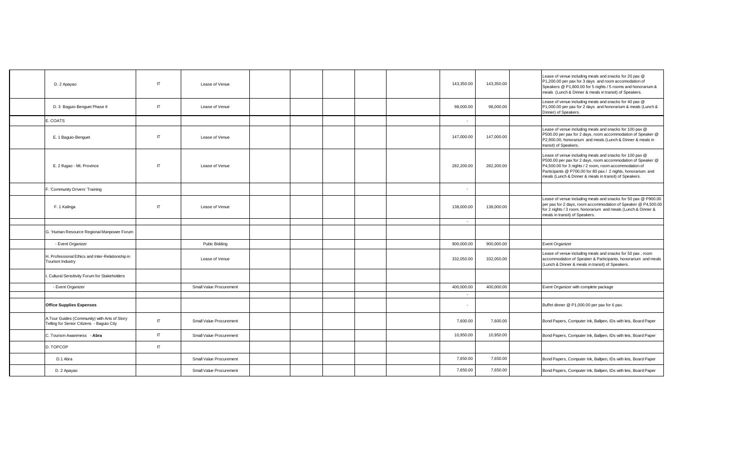| | | | | | | | | | | | | |
|---|---|---|---|---|---|---|---|---|---|---|---|---|
| | D. 2 Apayao | IT | Lease of Venue | | | | | | 143,350.00 | 143,350.00 | | Lease of venue including meals and snacks for 20 pax @ P1,200.00 per pax for 3 days and room accomodation of Speakers @ P1,800.00 for 5 nights / 5 rooms and honorarium & meals (Lunch & Dinner & meals in transit) of Speakers. |
| | D. 3 Baguio-Benguet Phase II | IT | Lease of Venue | | | | | | 98,000.00 | 98,000.00 | | Lease of venue including meals and snacks for 40 pax @ P1,000.00 per pax for 2 days and honorarium & meals (Lunch & Dinner) of Speakers. |
| | E. COATS | | | | | | | | - | | | |
| | E. 1 Baguio-Benguet | IT | Lease of Venue | | | | | | 147,000.00 | 147,000.00 | | Lease of venue including meals and snacks for 100 pax @ P500.00 per pax for 2 days, room accommodation of Speaker @ P2,900.00, honorarium and meals (Lunch & Dinner & meals in transit) of Speakers. |
| | E. 2 Ifugao - Mt. Province | IT | Lease of Venue | | | | | | 282,200.00 | 282,200.00 | | Lease of venue including meals and snacks for 100 pax @ P500.00 per pax for 2 days, room accommodation of Speaker @ P4,500.00 for 3 nights / 2 room, room accommodation of Participants @ P700.00 for 80 pax / 2 nights, honorarium and meals (Lunch & Dinner & meals in transit) of Speakers. |
| | F. 'Community Drivers' Training | | | | | | | | - | | | |
| | F. 1 Kalinga | IT | Lease of Venue | | | | | | 138,000.00 | 138,000.00 | | Lease of venue including meals and snacks for 50 pax @ P900.00 per pax for 2 days, room accommodation of Speaker @ P4,500.00 for 2 nights / 3 room, honorarium and meals (Lunch & Dinner & meals in transit) of Speakers. |
| | | | | | | | | | - | | | |
| | G. 'Human Resource Regional Manpower Forum | | | | | | | | | | | |
| | - Event Organizer | | Pubic Bidding | | | | | | 900,000.00 | 900,000.00 | | Event Organizer |
| | H. Professional Ethics and Inter-Relationship in Tourism Industry | | Lease of Venue | | | | | | 332,050.00 | 332,050.00 | | Lease of venue including meals and snacks for 50 pax , room accommodation of Speaker & Participants, honorarium and meals (Lunch & Dinner & meals in transit) of Speakers. |
| | I. Cultural Sensitivity Forum for Stakeholders | | | | | | | | | | | |
| | - Event Organizer | | Small Value Procurement | | | | | | 400,000.00 | 400,000.00 | | Event Organizer with complete package |
| | | | | | | | | | - | | | |
| | **Office Supplies Expenses** | | | | | | | | - | | | Buffet dinner @ P1,000.00 per pax for 6 pax. |
| | A.Tour Guides (Community) with Arts of Story Telling for Senior Citizens - Baguio City | IT | Small Value Procurement | | | | | | 7,600.00 | 7,600.00 | | Bond Papers, Computer Ink, Ballpen, IDs with leis, Board Paper |
| | C. Tourism Awareness - **Abra** | IT | Small Value Procurement | | | | | | 10,950.00 | 10,950.00 | | Bond Papers, Computer Ink, Ballpen, IDs with leis, Board Paper |
| | D. TOPCOP | IT | | | | | | | | | | |
| | D.1 Abra | | Small Value Procurement | | | | | | 7,650.00 | 7,650.00 | | Bond Papers, Computer Ink, Ballpen, IDs with leis, Board Paper |
| | D. 2 Apayao | | Small Value Procurement | | | | | | 7,650.00 | 7,650.00 | | Bond Papers, Computer Ink, Ballpen, IDs with leis, Board Paper |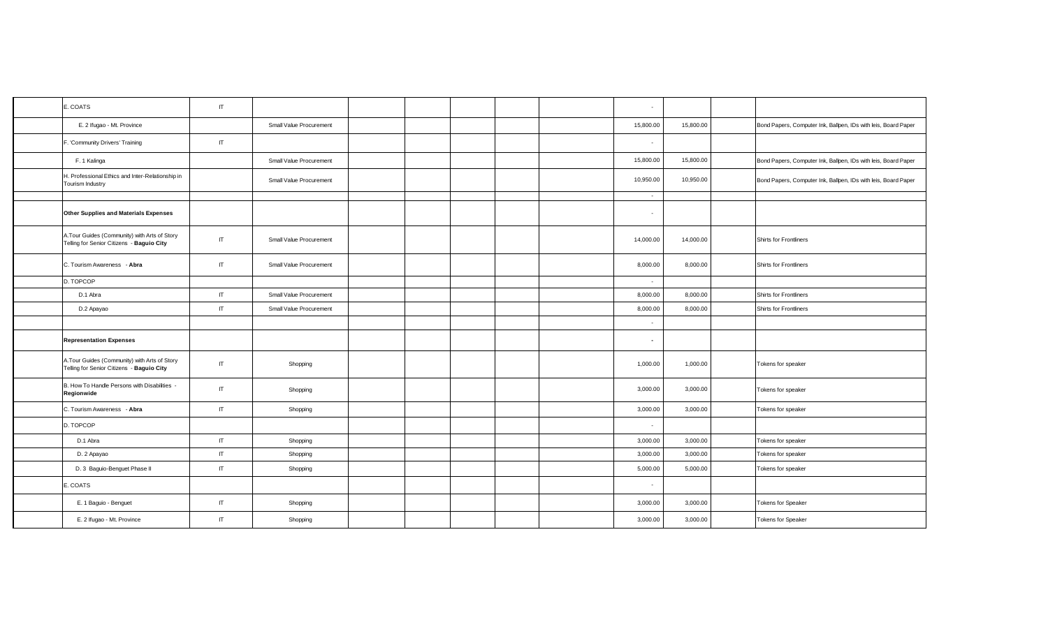| | | | | | | | | | | | |
|---|---|---|---|---|---|---|---|---|---|---|---|
| E. COATS | IT | | | | | | | - | | | |
| E. 2 Ifugao - Mt. Province | | Small Value Procurement | | | | | | 15,800.00 | 15,800.00 | | Bond Papers, Computer Ink, Ballpen, IDs with leis, Board Paper |
| F. 'Community Drivers' Training | IT | | | | | | | - | | | |
| F. 1 Kalinga | | Small Value Procurement | | | | | | 15,800.00 | 15,800.00 | | Bond Papers, Computer Ink, Ballpen, IDs with leis, Board Paper |
| H. Professional Ethics and Inter-Relationship in Tourism Industry | | Small Value Procurement | | | | | | 10,950.00 | 10,950.00 | | Bond Papers, Computer Ink, Ballpen, IDs with leis, Board Paper |
| | | | | | | | | - | | | |
| **Other Supplies and Materials Expenses** | | | | | | | | - | | | |
| A.Tour Guides (Community) with Arts of Story Telling for Senior Citizens - **Baguio City** | IT | Small Value Procurement | | | | | | 14,000.00 | 14,000.00 | | Shirts for Frontliners |
| C. Tourism Awareness - **Abra** | IT | Small Value Procurement | | | | | | 8,000.00 | 8,000.00 | | Shirts for Frontliners |
| D. TOPCOP | | | | | | | | - | | | |
| D.1 Abra | IT | Small Value Procurement | | | | | | 8,000.00 | 8,000.00 | | Shirts for Frontliners |
| D.2 Apayao | IT | Small Value Procurement | | | | | | 8,000.00 | 8,000.00 | | Shirts for Frontliners |
| | | | | | | | | - | | | |
| **Representation Expenses** | | | | | | | | - | | | |
| A.Tour Guides (Community) with Arts of Story Telling for Senior Citizens - **Baguio City** | IT | Shopping | | | | | | 1,000.00 | 1,000.00 | | Tokens for speaker |
| B. How To Handle Persons with Disabilities - **Regionwide** | IT | Shopping | | | | | | 3,000.00 | 3,000.00 | | Tokens for speaker |
| C. Tourism Awareness - **Abra** | IT | Shopping | | | | | | 3,000.00 | 3,000.00 | | Tokens for speaker |
| D. TOPCOP | | | | | | | | - | | | |
| D.1 Abra | IT | Shopping | | | | | | 3,000.00 | 3,000.00 | | Tokens for speaker |
| D. 2 Apayao | IT | Shopping | | | | | | 3,000.00 | 3,000.00 | | Tokens for speaker |
| D. 3 Baguio-Benguet Phase II | IT | Shopping | | | | | | 5,000.00 | 5,000.00 | | Tokens for speaker |
| E. COATS | | | | | | | | - | | | |
| E. 1 Baguio - Benguet | IT | Shopping | | | | | | 3,000.00 | 3,000.00 | | Tokens for Speaker |
| E. 2 Ifugao - Mt. Province | IT | Shopping | | | | | | 3,000.00 | 3,000.00 | | Tokens for Speaker |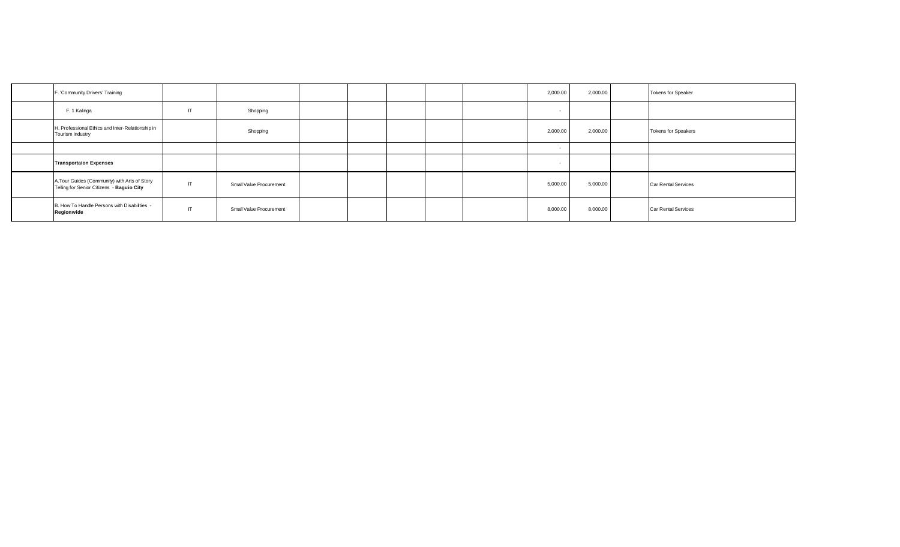| | | | | | | | | | | | | |
|---|---|---|---|---|---|---|---|---|---|---|---|---|
| | F. 'Community Drivers' Training | | | | | | | | 2,000.00 | 2,000.00 | | Tokens for Speaker |
| | F. 1 Kalinga | IT | Shopping | | | | | | - | | | |
| | H. Professional Ethics and Inter-Relationship in Tourism Industry | | Shopping | | | | | | 2,000.00 | 2,000.00 | | Tokens for Speakers |
| | | | | | | | | | - | | | |
| | **Transportaion Expenses** | | | | | | | | - | | | |
| | A.Tour Guides (Community) with Arts of Story Telling for Senior Citizens - **Baguio City** | IT | Small Value Procurement | | | | | | 5,000.00 | 5,000.00 | | Car Rental Services |
| | B. How To Handle Persons with Disabilities - **Regionwide** | IT | Small Value Procurement | | | | | | 8,000.00 | 8,000.00 | | Car Rental Services |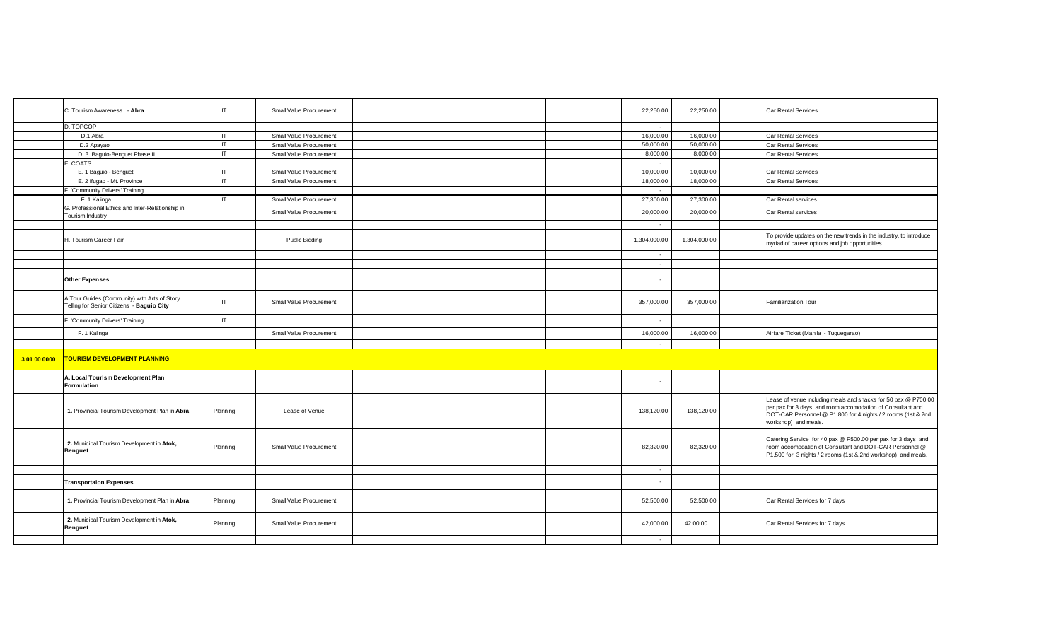| | | | | | | | | | | | | |
|---|---|---|---|---|---|---|---|---|---|---|---|---|
| | C. Tourism Awareness - **Abra** | IT | Small Value Procurement | | | | | | 22,250.00 | 22,250.00 | | Car Rental Services |
| | D. TOPCOP | | | | | | | | - | | | |
| | D.1 Abra | IT | Small Value Procurement | | | | | | 16,000.00 | 16,000.00 | | Car Rental Services |
| | D.2 Apayao | IT | Small Value Procurement | | | | | | 50,000.00 | 50,000.00 | | Car Rental Services |
| | D. 3 Baguio-Benguet Phase II | IT | Small Value Procurement | | | | | | 8,000.00 | 8,000.00 | | Car Rental Services |
| | E. COATS | | | | | | | | - | | | |
| | E. 1 Baguio - Benguet | IT | Small Value Procurement | | | | | | 10,000.00 | 10,000.00 | | Car Rental Services |
| | E. 2 Ifugao - Mt. Province | IT | Small Value Procurement | | | | | | 18,000.00 | 18,000.00 | | Car Rental Services |
| | F. 'Community Drivers' Training | | | | | | | | - | | | |
| | F. 1 Kalinga | IT | Small Value Procurement | | | | | | 27,300.00 | 27,300.00 | | Car Rental services |
| | G. Professional Ethics and Inter-Relationship in Tourism Industry | | Small Value Procurement | | | | | | 20,000.00 | 20,000.00 | | Car Rental services |
| | | | | | | | | | - | | | |
| | H. Tourism Career Fair | | Public Bidding | | | | | | 1,304,000.00 | 1,304,000.00 | | To provide updates on the new trends in the industry, to introduce myriad of career options and job opportunities |
| | | | | | | | | | - | | | |
| | | | | | | | | | - | | | |
| | **Other Expenses** | | | | | | | | - | | | |
| | A.Tour Guides (Community) with Arts of Story Telling for Senior Citizens - **Baguio City** | IT | Small Value Procurement | | | | | | 357,000.00 | 357,000.00 | | Familiarization Tour |
| | F. 'Community Drivers' Training | IT | | | | | | | - | | | |
| | F. 1 Kalinga | | Small Value Procurement | | | | | | 16,000.00 | 16,000.00 | | Airfare Ticket (Manila - Tuguegarao) |
| | | | | | | | | | - | | | |
| **3 01 00 0000** | **TOURISM DEVELOPMENT PLANNING** | | | | | | | | | | | |
| | **A. Local Tourism Development Plan Formulation** | | | | | | | | - | | | |
| | **1.** Provincial Tourism Development Plan in **Abra** | Planning | Lease of Venue | | | | | | 138,120.00 | 138,120.00 | | Lease of venue including meals and snacks for 50 pax @ P700.00 per pax for 3 days and room accomodation of Consultant and DOT-CAR Personnel @ P1,800 for 4 nights / 2 rooms (1st & 2nd workshop) and meals. |
| | **2.** Municipal Tourism Development in **Atok, Benguet** | Planning | Small Value Procurement | | | | | | 82,320.00 | 82,320.00 | | Catering Service for 40 pax @ P500.00 per pax for 3 days and room accomodation of Consultant and DOT-CAR Personnel @ P1,500 for 3 nights / 2 rooms (1st & 2nd workshop) and meals. |
| | | | | | | | | | - | | | |
| | **Transportaion Expenses** | | | | | | | | - | | | |
| | **1.** Provincial Tourism Development Plan in **Abra** | Planning | Small Value Procurement | | | | | | 52,500.00 | 52,500.00 | | Car Rental Services for 7 days |
| | **2.** Municipal Tourism Development in **Atok, Benguet** | Planning | Small Value Procurement | | | | | | 42,000.00 | 42,00.00 | | Car Rental Services for 7 days |
| | | | | | | | | | - | | | |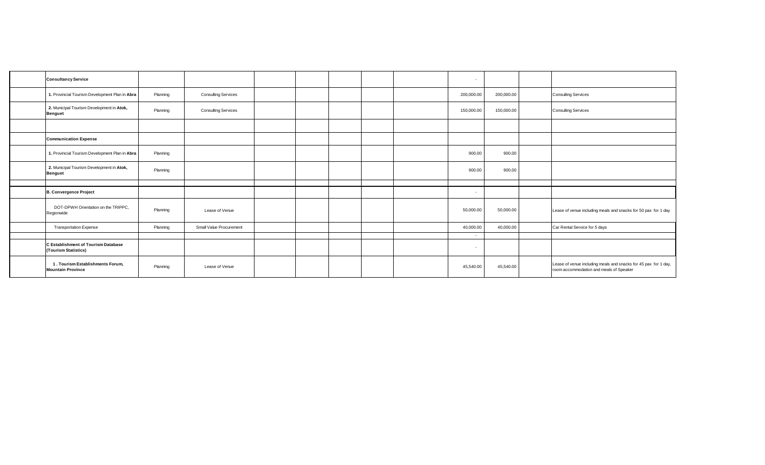| | | | | | | | | | | | | |
|---|---|---|---|---|---|---|---|---|---|---|---|---|
| | **Consultancy Service** | | | | | | | | - | | | |
| | **1.** Provincial Tourism Development Plan in **Abra** | Planning | Consulting Services | | | | | | 200,000.00 | 200,000.00 | | Consulting Services |
| | **2.** Municipal Tourism Development in **Atok, Benguet** | Planning | Consulting Services | | | | | | 150,000.00 | 150,000.00 | | Consulting Services |
| | | | | | | | | | | | | |
| | **Communication Expense** | | | | | | | | | | | |
| | **1.** Provincial Tourism Development Plan in **Abra** | Planning | | | | | | | 900.00 | 900.00 | | |
| | **2.** Municipal Tourism Development in **Atok, Benguet** | Planning | | | | | | | 900.00 | 900.00 | | |
| | | | | | | | | | | | | |
| | **B. Convergence Project** | | | | | | | | - | | | |
| | DOT-DPWH Orientation on the TRIPPC, Regionwide | Planning | Lease of Venue | | | | | | 50,000.00 | 50,000.00 | | Lease of venue including meals and snacks for 50 pax for 1 day |
| | Transportation Expense | Planning | Small Value Procurement | | | | | | 40,000.00 | 40,000.00 | | Car Rental Service for 5 days |
| | | | | | | | | | - | | | |
| | **C Establishment of Tourism Database (Tourism Statistics)** | | | | | | | | - | | | |
| | **1 . Tourism Establishments Forum, Mountain Province** | Planning | Lease of Venue | | | | | | 45,540.00 | 45,540.00 | | Lease of venue including meals and snacks for 45 pax for 1 day, room accommodation and meals of Speaker |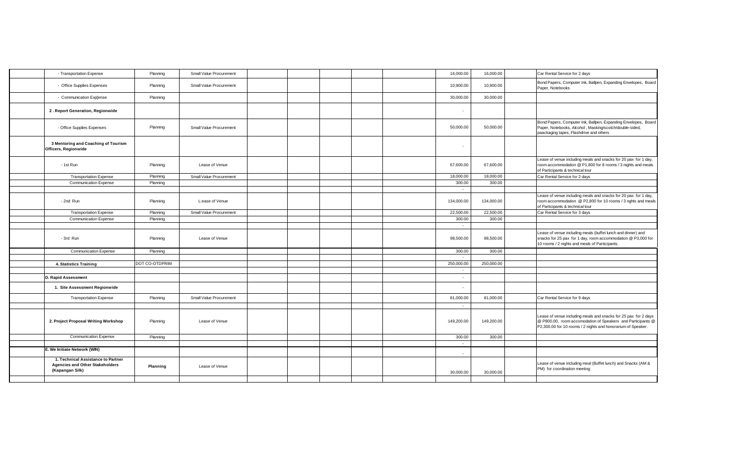| | | | | | | | | | | | |
|---|---|---|---|---|---|---|---|---|---|---|---|
| - Transportation Expense | Planning | Small Value Procurement | | | | | | 16,000.00 | 16,000.00 | | Car Rental Service for 2 days |
| - Office Supplies Expenses | Planning | Small Value Procurement | | | | | | 10,900.00 | 10,900.00 | | Bond Papers, Computer Ink, Ballpen, Expanding Envelopes, Board Paper, Notebooks |
| - Communication Exp[ense | Planning | | | | | | | 30,000.00 | 30,000.00 | | |
| **2 . Report Generation, Regionwide** | | | | | | | | - | | | |
| - Office Supplies Expenses | Planning | Small Value Procurement | | | | | | 50,000.00 | 50,000.00 | | Bond Papers, Computer Ink, Ballpen, Expanding Envelopes, Board Paper, Notebooks, Alcohol , Masking/scotch/double-sided, paackaging tapes, Flashdrive and others |
| **3 Mentoring and Coaching of Tourism Officers, Regionwide** | | | | | | | | - | | | |
| - 1st Run | Planning | Lease of Venue | | | | | | 67,600.00 | 67,600.00 | | Lease of venue including meals and snacks for 20 pax for 1 day, room accommodation @ P1,800 for 8 rooms / 3 nights and meals of Participants & technical tour |
| Transportation Expense | Planning | Small Value Procurement | | | | | | 18,000.00 | 18,000.00 | | Car Rental Service for 2 days |
| Communication Expense | Planning | | | | | | | 300.00 | 300.00 | | |
| | | | | | | | | - | | | |
| - 2nd Run | Planning | L:ease of Venue | | | | | | 134,000.00 | 134,000.00 | | Lease of venue including meals and snacks for 20 pax for 1 day, room accommodation @ P2,800 for 10 rooms / 3 nghts and meals of Participants & technical tour |
| Transportation Expense | Planning | Small Value Procurement | | | | | | 22,500.00 | 22,500.00 | | Car Rental Service for 3 days |
| Communication Expense | Planning | | | | | | | 300.00 | 300.00 | | |
| | | | | | | | | - | | | |
| - 3rd Run | Planning | Lease of Venue | | | | | | 98,500.00 | 98,500.00 | | Lease of venue including meals (buffet lunch and dinner) and snacks for 25 pax for 1 day, room accommodation @ P3,000 for 10 rooms / 2 nights and meals of Participants. |
| Communication Expense | Planning | | | | | | | 300.00 | 300.00 | | |
| | | | | | | | | - | | | |
| **4. Statistics Training** | DOT CO-OTDPRIM | | | | | | | 250,000.00 | 250,000.00 | | |
| | | | | | | | | - | | | |
| **D. Rapid Assessment** | | | | | | | | - | | | |
| **1. Site Assessment Regionwide** | | | | | | | | - | | | |
| Transportation Expense | Planning | Small Value Procurement | | | | | | 81,000.00 | 81,000.00 | | Car Rental Service for 9 days |
| | | | | | | | | - | | | |
| **2. Project Proposal Writing Workshop** | Planning | Lease of Venue | | | | | | 149,200.00 | 149,200.00 | | Lease of venue including meals and snacks for 25 pax for 2 days @ P800.00, room accomodation of Speakers and Participants @ P2,300.00 for 10 rooms / 2 nights and honorarium of Speaker. |
| Communication Expense | Planning | | | | | | | 300.00 | 300.00 | | |
| | | | | | | | | - | | | |
| **E. We Initiate Network (WIN)** | | | | | | | | - | | | |
| **1. Technical Assistance to Partner Agencies and Other Stakeholders (Kapangan Silk)** | **Planning** | Lease of Venue | | | | | | 30,000.00 | 30,000.00 | | Lease of venue including meal (Buffet lunch) and Snacks (AM & PM) for coordination meeting |
| | | | | | | | | | | | |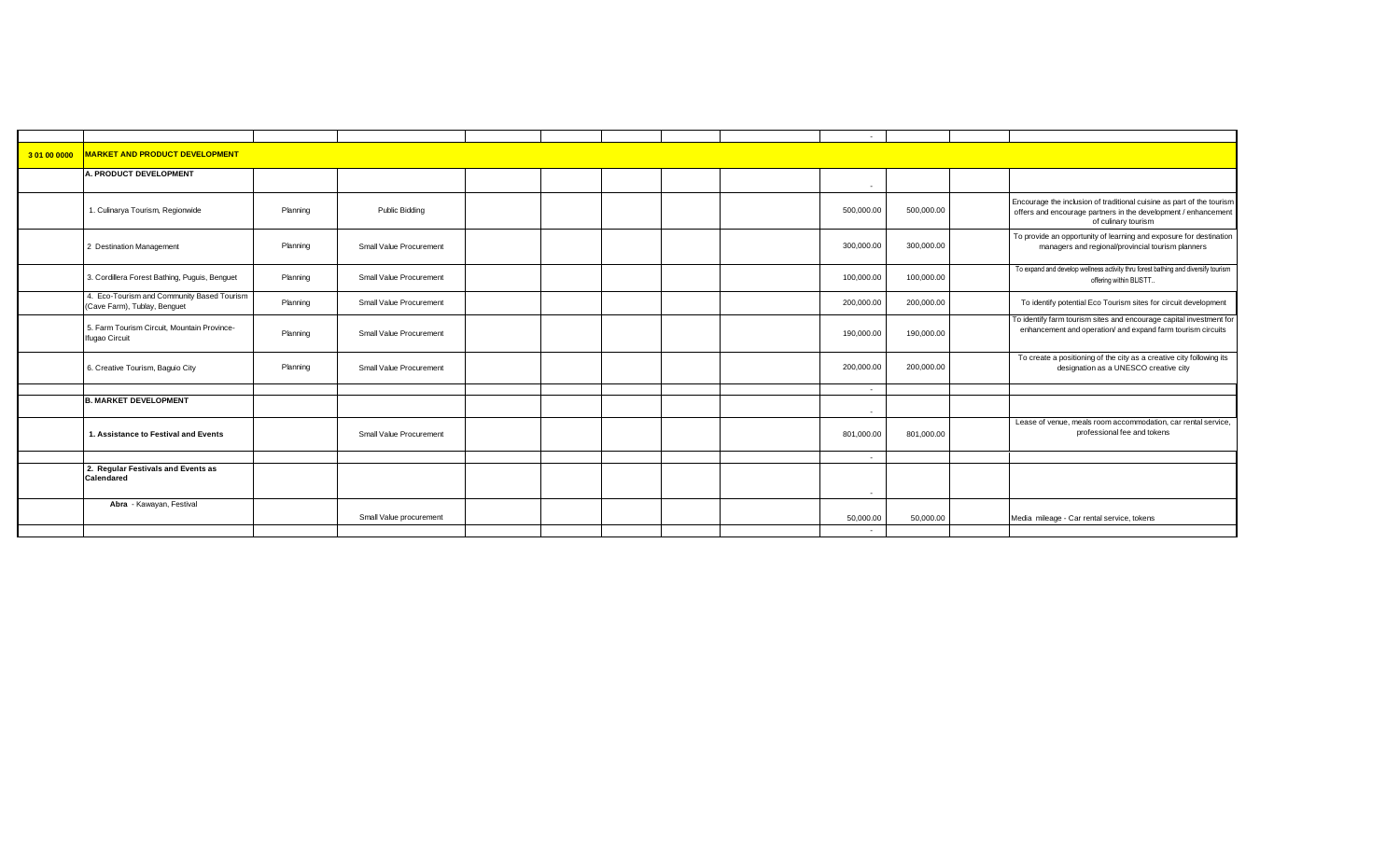| | | | | | | | | | | | | |
|---|---|---|---|---|---|---|---|---|---|---|---|---|
| | | | | | | | | | - | | | |
| **3 01 00 0000** | **MARKET AND PRODUCT DEVELOPMENT** | | | | | | | | | | | |
| | **A. PRODUCT DEVELOPMENT** | | | | | | | | - | | | |
| | 1. Culinarya Tourism, Regionwide | Planning | Public Bidding | | | | | | 500,000.00 | 500,000.00 | | Encourage the inclusion of traditional cuisine as part of the tourism offers and encourage partners in the development / enhancement of culinary tourism |
| | 2 Destination Management | Planning | Small Value Procurement | | | | | | 300,000.00 | 300,000.00 | | To provide an opportunity of learning and exposure for destination managers and regional/provincial tourism planners |
| | 3. Cordillera Forest Bathing, Puguis, Benguet | Planning | Small Value Procurement | | | | | | 100,000.00 | 100,000.00 | | To expand and develop wellness activity thru forest bathing and diversify tourism offering within BLISTT.. |
| | 4. Eco-Tourism and Community Based Tourism (Cave Farm), Tublay, Benguet | Planning | Small Value Procurement | | | | | | 200,000.00 | 200,000.00 | | To identify potential Eco Tourism sites for circuit development |
| | 5. Farm Tourism Circuit, Mountain Province-Ifugao Circuit | Planning | Small Value Procurement | | | | | | 190,000.00 | 190,000.00 | | To identify farm tourism sites and encourage capital investment for enhancement and operation/ and expand farm tourism circuits |
| | 6. Creative Tourism, Baguio City | Planning | Small Value Procurement | | | | | | 200,000.00 | 200,000.00 | | To create a positioning of the city as a creative city following its designation as a UNESCO creative city |
| | | | | | | | | | - | | | |
| | **B. MARKET DEVELOPMENT** | | | | | | | | - | | | |
| | **1. Assistance to Festival and Events** | | Small Value Procurement | | | | | | 801,000.00 | 801,000.00 | | Lease of venue, meals room accommodation, car rental service, professional fee and tokens |
| | | | | | | | | | - | | | |
| | **2. Regular Festivals and Events as Calendared** | | | | | | | | - | | | |
| | **Abra** - Kawayan, Festival | | Small Value procurement | | | | | | 50,000.00 | 50,000.00 | | Media mileage - Car rental service, tokens |
| | | | | | | | | | - | | | |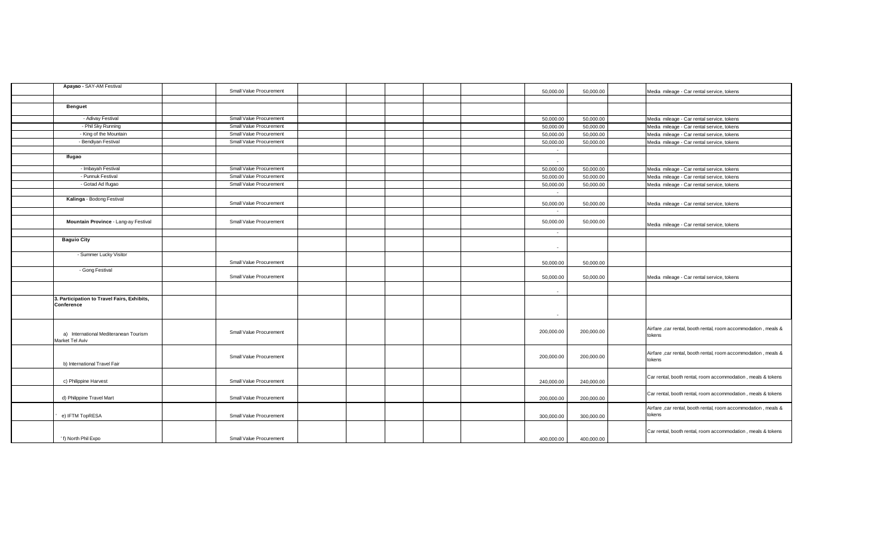| | | | | | | | | | | | | |
|---|---|---|---|---|---|---|---|---|---|---|---|---|
| | **Apayao** - SAY-AM Festival | | Small Value Procurement | | | | | | 50,000.00 | 50,000.00 | | Media mileage - Car rental service, tokens |
| | | | | | | | | | | | | |
| | **Benguet** | | | | | | | | | | | |
| | - Adivay Festival | | Small Value Procurement | | | | | | 50,000.00 | 50,000.00 | | Media mileage - Car rental service, tokens |
| | - Phil Sky Running | | Small Value Procurement | | | | | | 50,000.00 | 50,000.00 | | Media mileage - Car rental service, tokens |
| | - King of the Mountain | | Small Value Procurement | | | | | | 50,000.00 | 50,000.00 | | Media mileage - Car rental service, tokens |
| | - Bendiyan Festival | | Small Value Procurement | | | | | | 50,000.00 | 50,000.00 | | Media mileage - Car rental service, tokens |
| | | | | | | | | | - | | | |
| | **Ifugao** | | | | | | | | - | | | |
| | - Imbayah Festival | | Small Value Procurement | | | | | | 50,000.00 | 50,000.00 | | Media mileage - Car rental service, tokens |
| | - Punnuk Festival | | Small Value Procurement | | | | | | 50,000.00 | 50,000.00 | | Media mileage - Car rental service, tokens |
| | - Gotad Ad Ifugao | | Small Value Procurement | | | | | | 50,000.00 | 50,000.00 | | Media mileage - Car rental service, tokens |
| | | | | | | | | | - | | | |
| | **Kalinga** - Bodong Festival | | Small Value Procurement | | | | | | 50,000.00 | 50,000.00 | | Media mileage - Car rental service, tokens |
| | | | | | | | | | - | | | |
| | **Mountain Province** - Lang-ay Festival | | Small Value Procurement | | | | | | 50,000.00 | 50,000.00 | | Media mileage - Car rental service, tokens |
| | | | | | | | | | - | | | |
| | **Baguio City** | | | | | | | | - | | | |
| | - Summer Lucky Visitor | | Small Value Procurement | | | | | | 50,000.00 | 50,000.00 | | |
| | - Gong Festival | | Small Value Procurement | | | | | | 50,000.00 | 50,000.00 | | Media mileage - Car rental service, tokens |
| | | | | | | | | | - | | | |
| | **3. Participation to Travel Fairs, Exhibits, Conference** | | | | | | | | - | | | |
| | a) International Mediteranean Tourism Market Tel Aviv | | Small Value Procurement | | | | | | 200,000.00 | 200,000.00 | | Airfare ,car rental, booth rental, room accommodation , meals & tokens |
| | b) International Travel Fair | | Small Value Procurement | | | | | | 200,000.00 | 200,000.00 | | Airfare ,car rental, booth rental, room accommodation , meals & tokens |
| | c) Philippine Harvest | | Small Value Procurement | | | | | | 240,000.00 | 240,000.00 | | Car rental, booth rental, room accommodation , meals & tokens |
| | d) Philippine Travel Mart | | Small Value Procurement | | | | | | 200,000.00 | 200,000.00 | | Car rental, booth rental, room accommodation , meals & tokens |
| | ' e) IFTM TopRESA | | Small Value Procurement | | | | | | 300,000.00 | 300,000.00 | | Airfare ,car rental, booth rental, room accommodation , meals & tokens |
| | ' f) North Phil Expo | | Small Value Procurement | | | | | | 400,000.00 | 400,000.00 | | Car rental, booth rental, room accommodation , meals & tokens |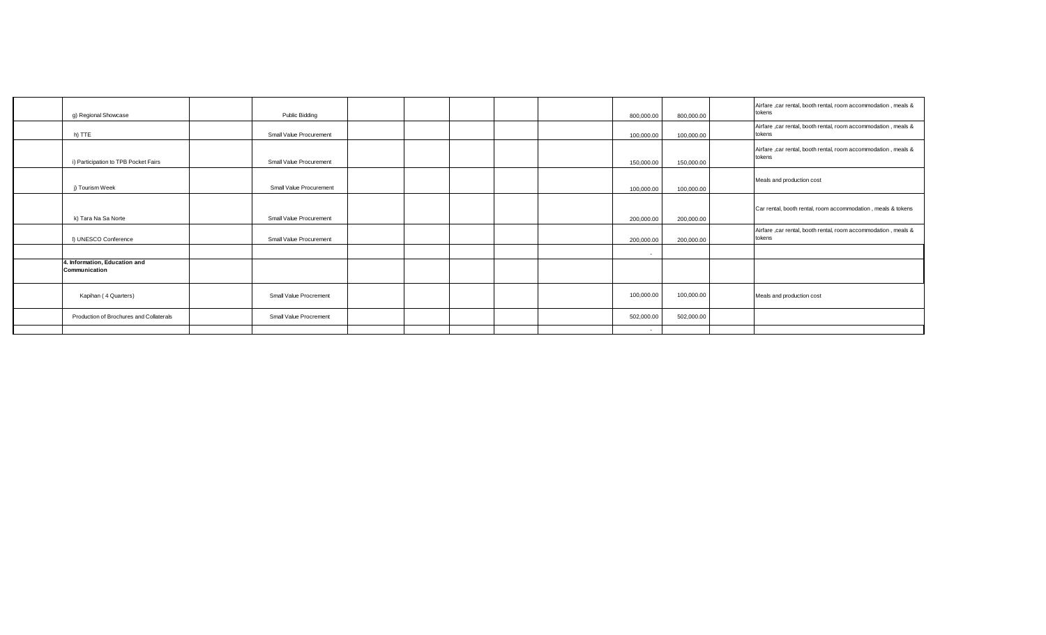| | | | | | | | | | | | |
|---|---|---|---|---|---|---|---|---|---|---|---|
| | g) Regional Showcase | | Public Bidding | | | | | | 800,000.00 | 800,000.00 | | Airfare ,car rental, booth rental, room accommodation , meals & tokens |
| | h) TTE | | Small Value Procurement | | | | | | 100,000.00 | 100,000.00 | | Airfare ,car rental, booth rental, room accommodation , meals & tokens |
| | i) Participation to TPB Pocket Fairs | | Small Value Procurement | | | | | | 150,000.00 | 150,000.00 | | Airfare ,car rental, booth rental, room accommodation , meals & tokens |
| | j) Tourism Week | | Small Value Procurement | | | | | | 100,000.00 | 100,000.00 | | Meals and production cost |
| | k) Tara Na Sa Norte | | Small Value Procurement | | | | | | 200,000.00 | 200,000.00 | | Car rental, booth rental, room accommodation , meals & tokens |
| | l) UNESCO Conference | | Small Value Procurement | | | | | | 200,000.00 | 200,000.00 | | Airfare ,car rental, booth rental, room accommodation , meals & tokens |
| | | | | | | | | | - | | | |
| | **4. Information, Education and Communication** | | | | | | | | | | | |
| | Kapihan ( 4 Quarters) | | Small Value Procrement | | | | | | 100,000.00 | 100,000.00 | | Meals and production cost |
| | Production of Brochures and Collaterals | | Small Value Procrement | | | | | | 502,000.00 | 502,000.00 | | |
| | | | | | | | | | - | | | |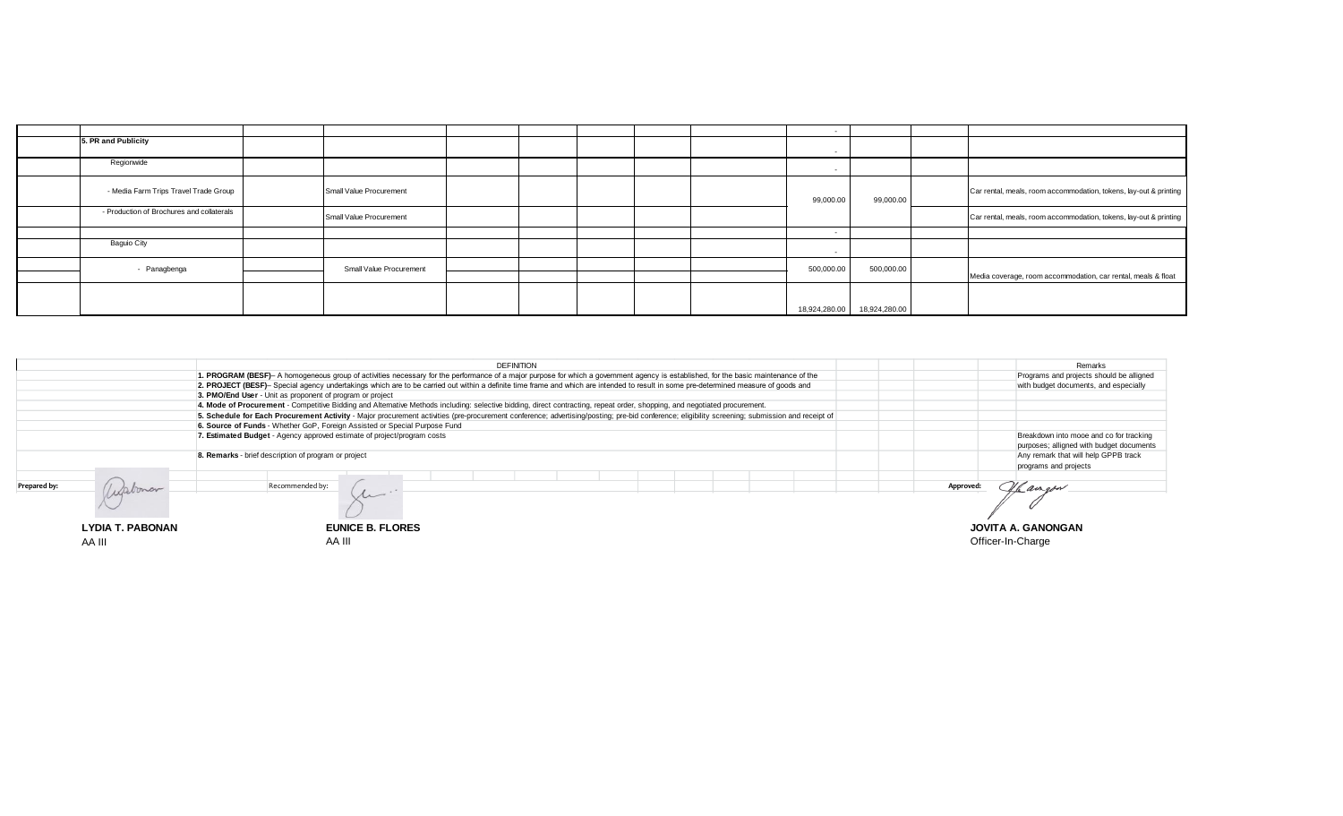| | | | | | | | | | | | | |
|---|---|---|---|---|---|---|---|---|---|---|---|---|
| | | | | | | | | | - | | | |
| | 5. PR and Publicity | | | | | | | | - | | | |
| | Regionwide | | | | | | | | - | | | |
| | - Media Farm Trips Travel Trade Group | | Small Value Procurement | | | | | | 99,000.00 | 99,000.00 | | Car rental, meals, room accommodation, tokens, lay-out & printing |
| | - Production of Brochures and collaterals | | Small Value Procurement | | | | | | | | | Car rental, meals, room accommodation, tokens, lay-out & printing |
| | | | | | | | | | - | | | |
| | Baguio City | | | | | | | | - | | | |
| | - Panagbenga | | Small Value Procurement | | | | | | 500,000.00 | 500,000.00 | | Media coverage, room accommodation, car rental, meals & float |
| | | | | | | | | | 18,924,280.00 | 18,924,280.00 | | |

| DEFINITION | Remarks |
|---|---|
| **1. PROGRAM (BESF)**– A homogeneous group of activities necessary for the performance of a major purpose for which a government agency is established, for the basic maintenance of the | Programs and projects should be alligned |
| **2. PROJECT (BESF)**– Special agency undertakings which are to be carried out within a definite time frame and which are intended to result in some pre-determined measure of goods and | with budget documents, and especially |
| **3. PMO/End User** - Unit as proponent of program or project | |
| **4. Mode of Procurement** - Competitive Bidding and Alternative Methods including: selective bidding, direct contracting, repeat order, shopping, and negotiated procurement. | |
| **5. Schedule for Each Procurement Activity** - Major procurement activities (pre-procurement conference; advertising/posting; pre-bid conference; eligibility screening; submission and receipt of | |
| **6. Source of Funds** - Whether GoP, Foreign Assisted or Special Purpose Fund | |
| **7. Estimated Budget** - Agency approved estimate of project/program costs | Breakdown into mooe and co for tracking purposes; alligned with budget documents |
| **8. Remarks** - brief description of program or project | Any remark that will help GPPB track programs and projects |

Prepared by:

**LYDIA T. PABONAN**
AA III

Recommended by:

**EUNICE B. FLORES**
AA III

Approved:

**JOVITA A. GANONGAN**
Officer-In-Charge